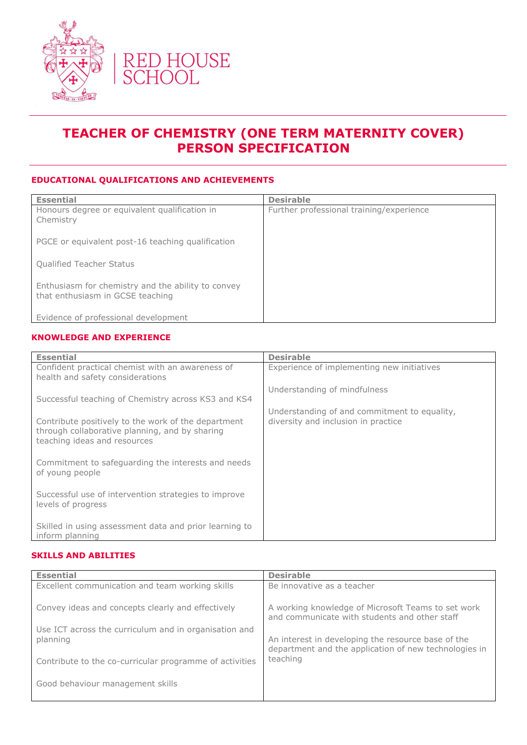RED HOUSE SCHOOL

# TEACHER OF CHEMISTRY (ONE TERM MATERNITY COVER) PERSON SPECIFICATION

## EDUCATIONAL QUALIFICATIONS AND ACHIEVEMENTS

| Essential | Desirable |
|---|---|
| Honours degree or equivalent qualification in Chemistry<br><br>PGCE or equivalent post-16 teaching qualification<br><br>Qualified Teacher Status<br><br>Enthusiasm for chemistry and the ability to convey that enthusiasm in GCSE teaching<br><br>Evidence of professional development | Further professional training/experience |

## KNOWLEDGE AND EXPERIENCE

| Essential | Desirable |
|---|---|
| Confident practical chemist with an awareness of health and safety considerations<br><br>Successful teaching of Chemistry across KS3 and KS4<br><br>Contribute positively to the work of the department through collaborative planning, and by sharing teaching ideas and resources<br><br>Commitment to safeguarding the interests and needs of young people<br><br>Successful use of intervention strategies to improve levels of progress<br><br>Skilled in using assessment data and prior learning to inform planning | Experience of implementing new initiatives<br><br>Understanding of mindfulness<br><br>Understanding of and commitment to equality, diversity and inclusion in practice |

## SKILLS AND ABILITIES

| Essential | Desirable |
|---|---|
| Excellent communication and team working skills<br><br>Convey ideas and concepts clearly and effectively<br><br>Use ICT across the curriculum and in organisation and planning<br><br>Contribute to the co-curricular programme of activities<br><br>Good behaviour management skills | Be innovative as a teacher<br><br>A working knowledge of Microsoft Teams to set work and communicate with students and other staff<br><br>An interest in developing the resource base of the department and the application of new technologies in teaching |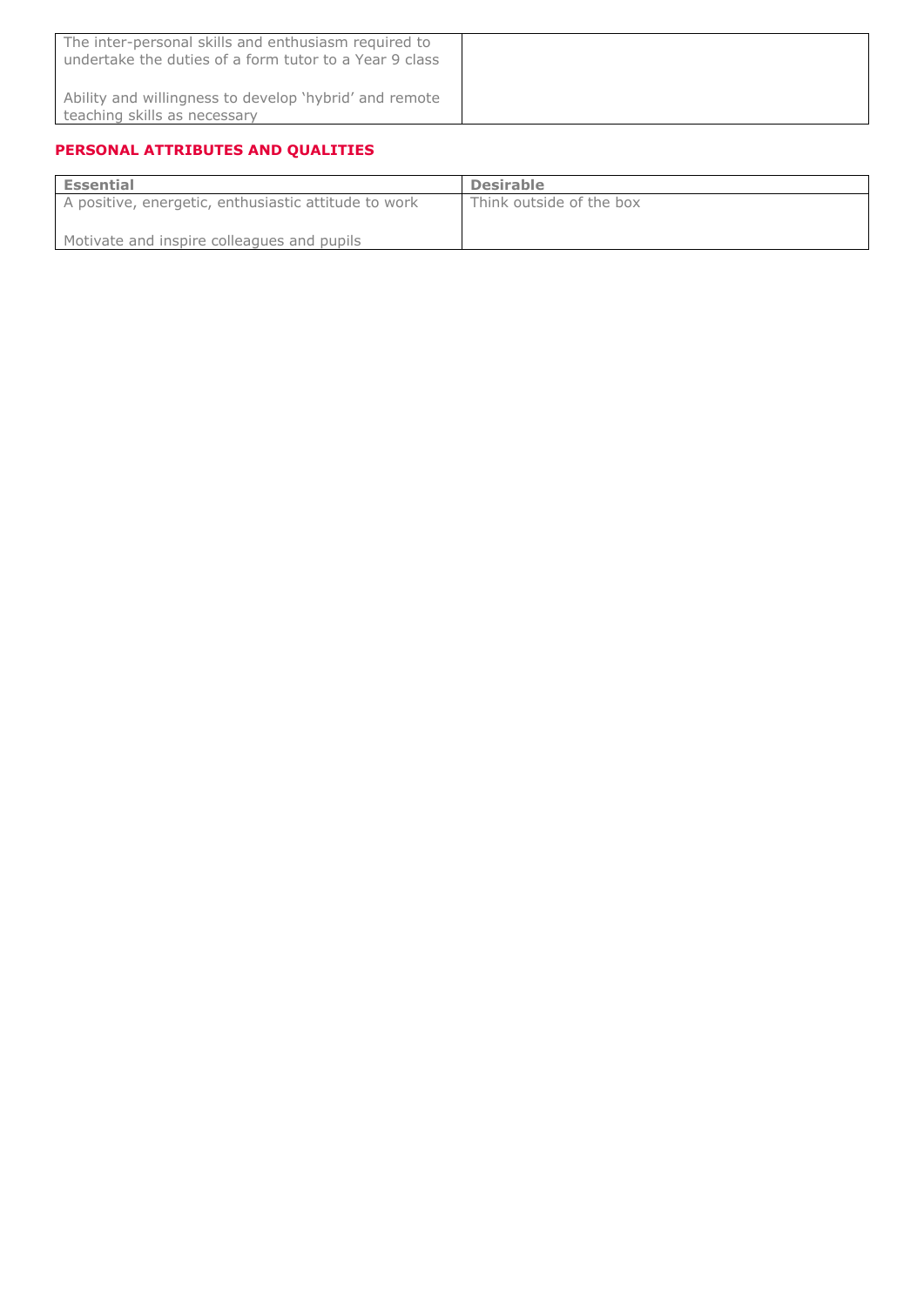| | |
|---|---|
| The inter-personal skills and enthusiasm required to undertake the duties of a form tutor to a Year 9 class<br><br>Ability and willingness to develop 'hybrid' and remote teaching skills as necessary | |

**PERSONAL ATTRIBUTES AND QUALITIES**

| Essential | Desirable |
|---|---|
| A positive, energetic, enthusiastic attitude to work<br><br>Motivate and inspire colleagues and pupils | Think outside of the box |